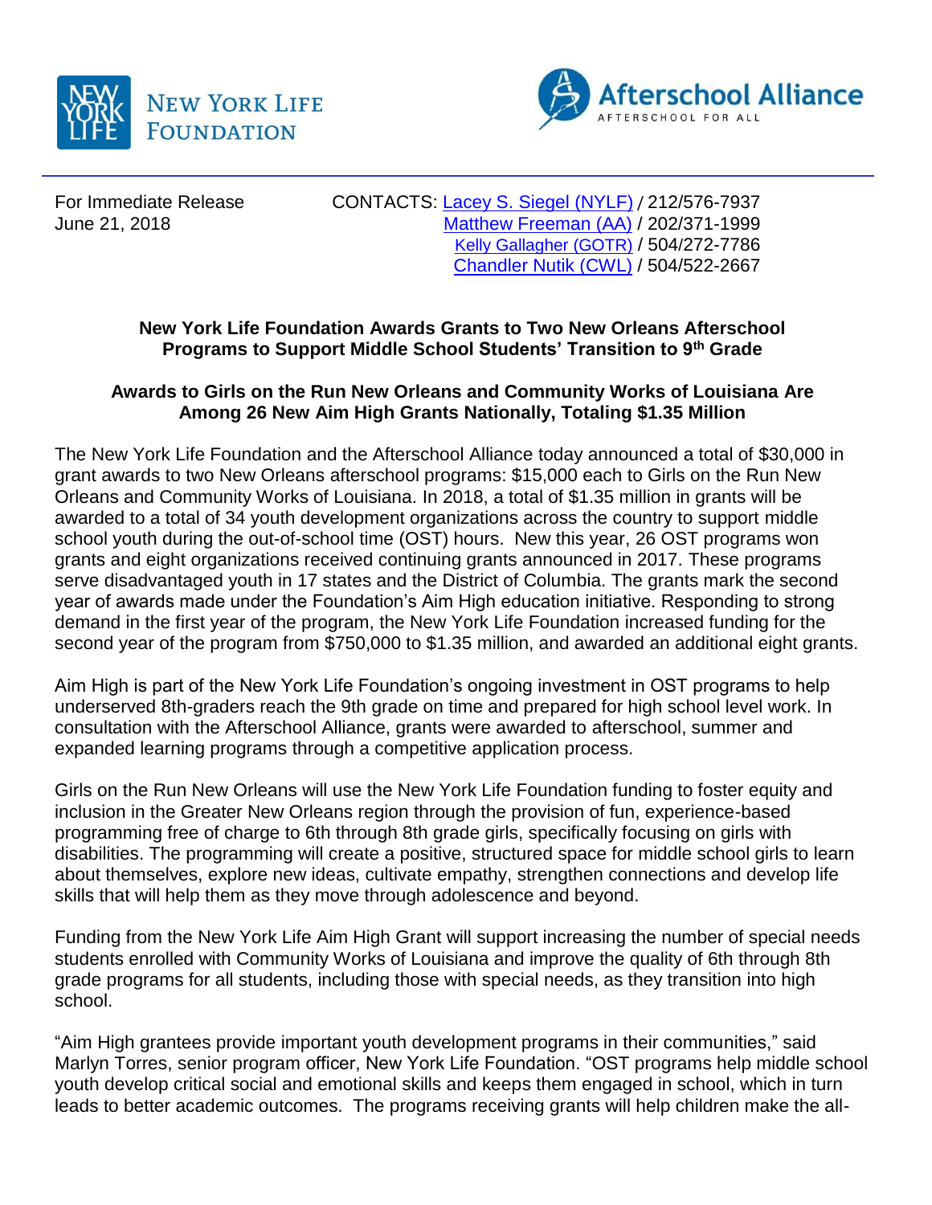New York Life Foundation

Afterschool Alliance
AFTERSCHOOL FOR ALL

For Immediate Release
June 21, 2018

CONTACTS: Lacey S. Siegel (NYLF) / 212/576-7937
Matthew Freeman (AA) / 202/371-1999
Kelly Gallagher (GOTR) / 504/272-7786
Chandler Nutik (CWL) / 504/522-2667

**New York Life Foundation Awards Grants to Two New Orleans Afterschool Programs to Support Middle School Students' Transition to 9th Grade**

**Awards to Girls on the Run New Orleans and Community Works of Louisiana Are Among 26 New Aim High Grants Nationally, Totaling $1.35 Million**

The New York Life Foundation and the Afterschool Alliance today announced a total of $30,000 in grant awards to two New Orleans afterschool programs: $15,000 each to Girls on the Run New Orleans and Community Works of Louisiana. In 2018, a total of $1.35 million in grants will be awarded to a total of 34 youth development organizations across the country to support middle school youth during the out-of-school time (OST) hours. New this year, 26 OST programs won grants and eight organizations received continuing grants announced in 2017. These programs serve disadvantaged youth in 17 states and the District of Columbia. The grants mark the second year of awards made under the Foundation's Aim High education initiative. Responding to strong demand in the first year of the program, the New York Life Foundation increased funding for the second year of the program from $750,000 to $1.35 million, and awarded an additional eight grants.

Aim High is part of the New York Life Foundation's ongoing investment in OST programs to help underserved 8th-graders reach the 9th grade on time and prepared for high school level work. In consultation with the Afterschool Alliance, grants were awarded to afterschool, summer and expanded learning programs through a competitive application process.

Girls on the Run New Orleans will use the New York Life Foundation funding to foster equity and inclusion in the Greater New Orleans region through the provision of fun, experience-based programming free of charge to 6th through 8th grade girls, specifically focusing on girls with disabilities. The programming will create a positive, structured space for middle school girls to learn about themselves, explore new ideas, cultivate empathy, strengthen connections and develop life skills that will help them as they move through adolescence and beyond.

Funding from the New York Life Aim High Grant will support increasing the number of special needs students enrolled with Community Works of Louisiana and improve the quality of 6th through 8th grade programs for all students, including those with special needs, as they transition into high school.

"Aim High grantees provide important youth development programs in their communities," said Marlyn Torres, senior program officer, New York Life Foundation. "OST programs help middle school youth develop critical social and emotional skills and keeps them engaged in school, which in turn leads to better academic outcomes. The programs receiving grants will help children make the all-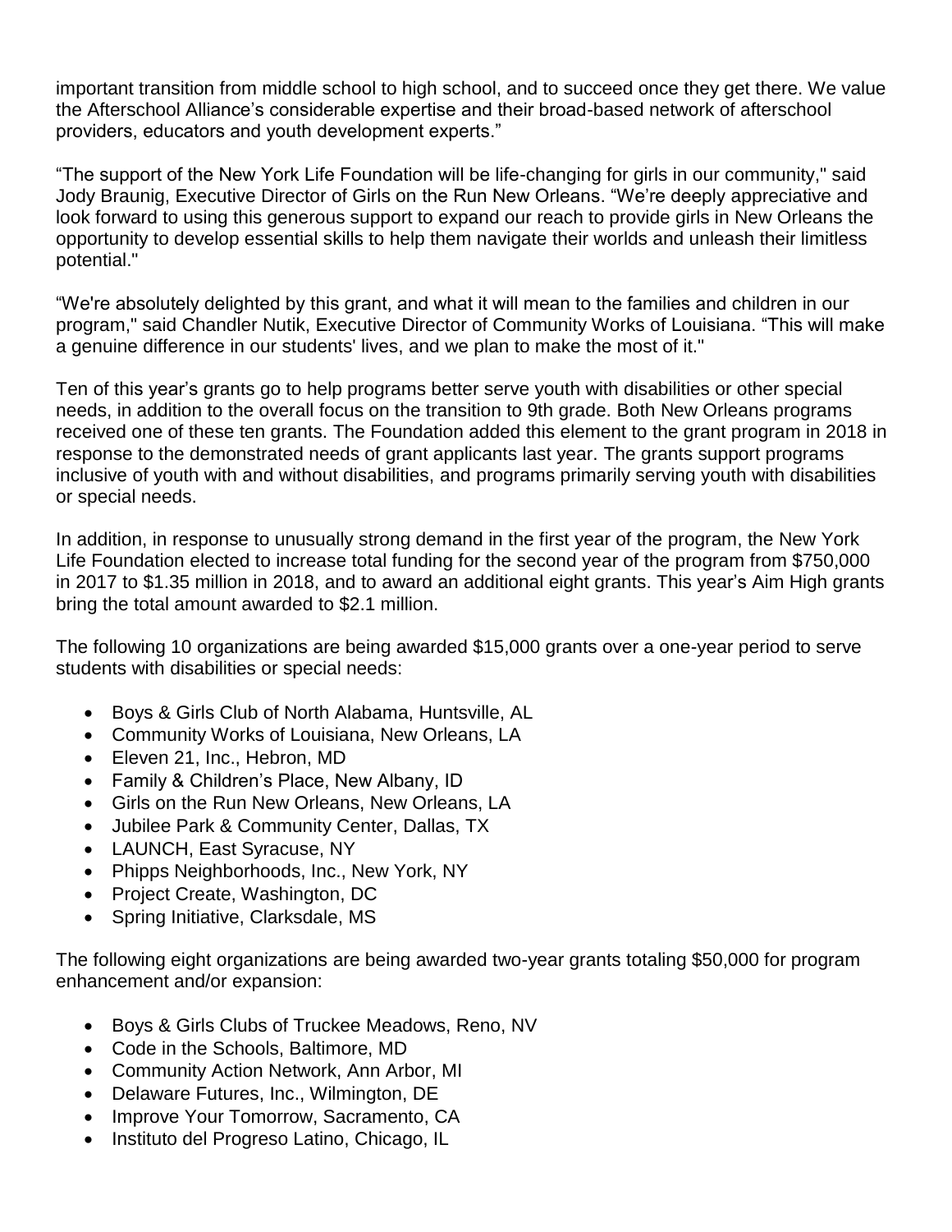important transition from middle school to high school, and to succeed once they get there. We value the Afterschool Alliance's considerable expertise and their broad-based network of afterschool providers, educators and youth development experts."

"The support of the New York Life Foundation will be life-changing for girls in our community," said Jody Braunig, Executive Director of Girls on the Run New Orleans. "We're deeply appreciative and look forward to using this generous support to expand our reach to provide girls in New Orleans the opportunity to develop essential skills to help them navigate their worlds and unleash their limitless potential."

"We're absolutely delighted by this grant, and what it will mean to the families and children in our program," said Chandler Nutik, Executive Director of Community Works of Louisiana. "This will make a genuine difference in our students' lives, and we plan to make the most of it."

Ten of this year's grants go to help programs better serve youth with disabilities or other special needs, in addition to the overall focus on the transition to 9th grade. Both New Orleans programs received one of these ten grants. The Foundation added this element to the grant program in 2018 in response to the demonstrated needs of grant applicants last year. The grants support programs inclusive of youth with and without disabilities, and programs primarily serving youth with disabilities or special needs.

In addition, in response to unusually strong demand in the first year of the program, the New York Life Foundation elected to increase total funding for the second year of the program from $750,000 in 2017 to $1.35 million in 2018, and to award an additional eight grants. This year's Aim High grants bring the total amount awarded to $2.1 million.

The following 10 organizations are being awarded $15,000 grants over a one-year period to serve students with disabilities or special needs:

- Boys & Girls Club of North Alabama, Huntsville, AL
- Community Works of Louisiana, New Orleans, LA
- Eleven 21, Inc., Hebron, MD
- Family & Children's Place, New Albany, ID
- Girls on the Run New Orleans, New Orleans, LA
- Jubilee Park & Community Center, Dallas, TX
- LAUNCH, East Syracuse, NY
- Phipps Neighborhoods, Inc., New York, NY
- Project Create, Washington, DC
- Spring Initiative, Clarksdale, MS

The following eight organizations are being awarded two-year grants totaling $50,000 for program enhancement and/or expansion:

- Boys & Girls Clubs of Truckee Meadows, Reno, NV
- Code in the Schools, Baltimore, MD
- Community Action Network, Ann Arbor, MI
- Delaware Futures, Inc., Wilmington, DE
- Improve Your Tomorrow, Sacramento, CA
- Instituto del Progreso Latino, Chicago, IL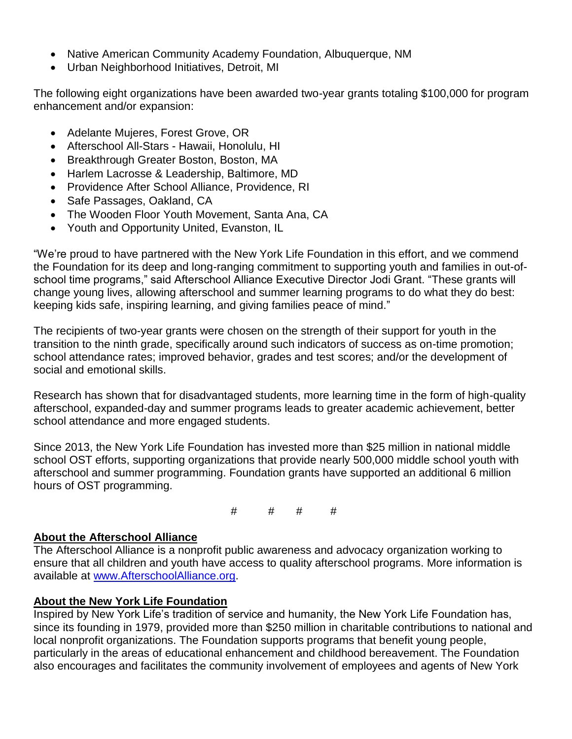- Native American Community Academy Foundation, Albuquerque, NM
- Urban Neighborhood Initiatives, Detroit, MI

The following eight organizations have been awarded two-year grants totaling $100,000 for program enhancement and/or expansion:

- Adelante Mujeres, Forest Grove, OR
- Afterschool All-Stars - Hawaii, Honolulu, HI
- Breakthrough Greater Boston, Boston, MA
- Harlem Lacrosse & Leadership, Baltimore, MD
- Providence After School Alliance, Providence, RI
- Safe Passages, Oakland, CA
- The Wooden Floor Youth Movement, Santa Ana, CA
- Youth and Opportunity United, Evanston, IL

"We're proud to have partnered with the New York Life Foundation in this effort, and we commend the Foundation for its deep and long-ranging commitment to supporting youth and families in out-of-school time programs," said Afterschool Alliance Executive Director Jodi Grant. "These grants will change young lives, allowing afterschool and summer learning programs to do what they do best: keeping kids safe, inspiring learning, and giving families peace of mind."

The recipients of two-year grants were chosen on the strength of their support for youth in the transition to the ninth grade, specifically around such indicators of success as on-time promotion; school attendance rates; improved behavior, grades and test scores; and/or the development of social and emotional skills.

Research has shown that for disadvantaged students, more learning time in the form of high-quality afterschool, expanded-day and summer programs leads to greater academic achievement, better school attendance and more engaged students.

Since 2013, the New York Life Foundation has invested more than $25 million in national middle school OST efforts, supporting organizations that provide nearly 500,000 middle school youth with afterschool and summer programming. Foundation grants have supported an additional 6 million hours of OST programming.

# # # #

**About the Afterschool Alliance**

The Afterschool Alliance is a nonprofit public awareness and advocacy organization working to ensure that all children and youth have access to quality afterschool programs. More information is available at [www.AfterschoolAlliance.org](http://www.AfterschoolAlliance.org).

**About the New York Life Foundation**

Inspired by New York Life's tradition of service and humanity, the New York Life Foundation has, since its founding in 1979, provided more than $250 million in charitable contributions to national and local nonprofit organizations. The Foundation supports programs that benefit young people, particularly in the areas of educational enhancement and childhood bereavement. The Foundation also encourages and facilitates the community involvement of employees and agents of New York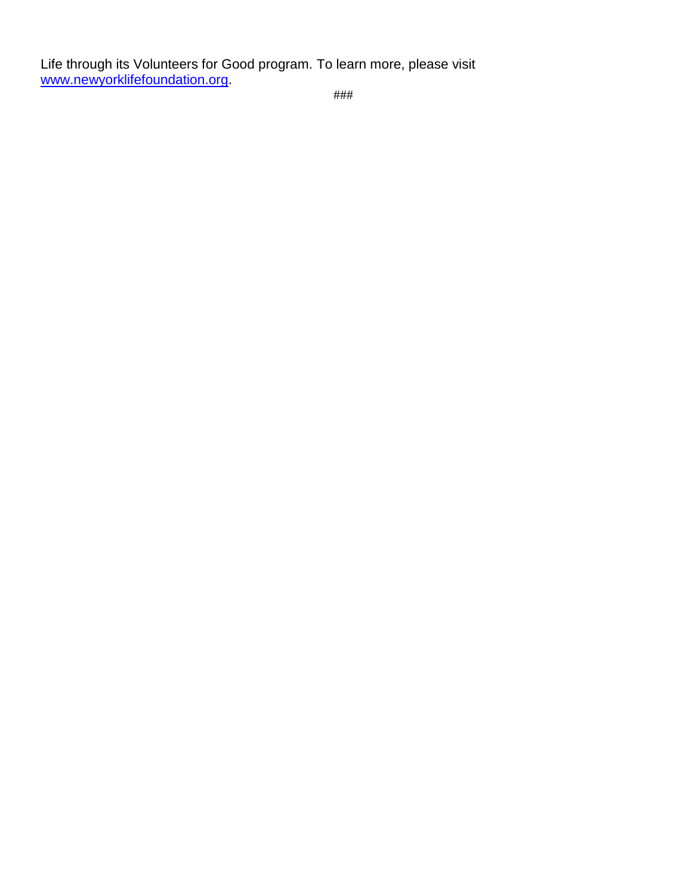Life through its Volunteers for Good program. To learn more, please visit [www.newyorklifefoundation.org](http://www.newyorklifefoundation.org).

###